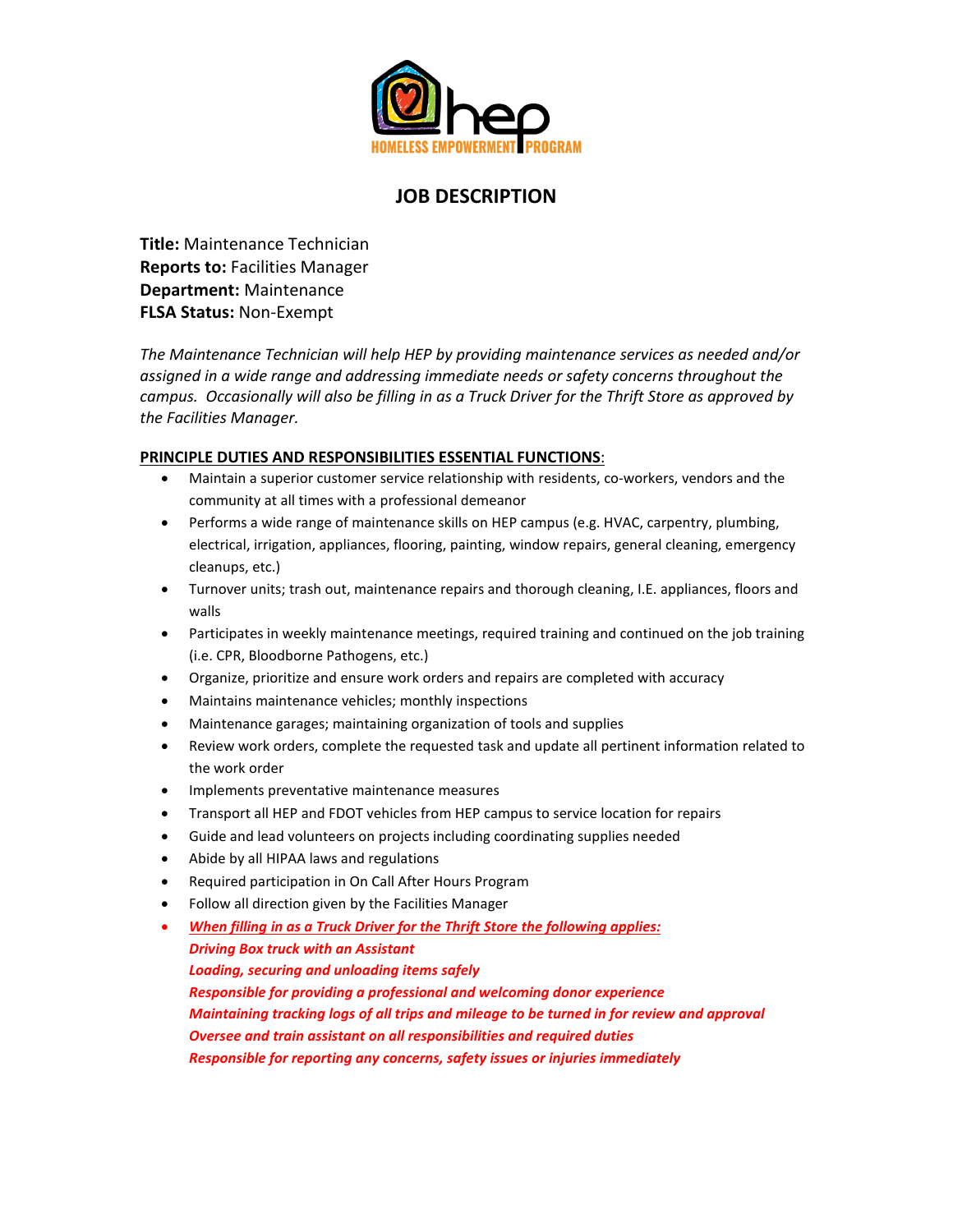HOMELESS EMPOWERMENT PROGRAM

# JOB DESCRIPTION

**Title:** Maintenance Technician
**Reports to:** Facilities Manager
**Department:** Maintenance
**FLSA Status:** Non-Exempt

*The Maintenance Technician will help HEP by providing maintenance services as needed and/or assigned in a wide range and addressing immediate needs or safety concerns throughout the campus. Occasionally will also be filling in as a Truck Driver for the Thrift Store as approved by the Facilities Manager.*

**PRINCIPLE DUTIES AND RESPONSIBILITIES ESSENTIAL FUNCTIONS**:

- Maintain a superior customer service relationship with residents, co-workers, vendors and the community at all times with a professional demeanor
- Performs a wide range of maintenance skills on HEP campus (e.g. HVAC, carpentry, plumbing, electrical, irrigation, appliances, flooring, painting, window repairs, general cleaning, emergency cleanups, etc.)
- Turnover units; trash out, maintenance repairs and thorough cleaning, I.E. appliances, floors and walls
- Participates in weekly maintenance meetings, required training and continued on the job training (i.e. CPR, Bloodborne Pathogens, etc.)
- Organize, prioritize and ensure work orders and repairs are completed with accuracy
- Maintains maintenance vehicles; monthly inspections
- Maintenance garages; maintaining organization of tools and supplies
- Review work orders, complete the requested task and update all pertinent information related to the work order
- Implements preventative maintenance measures
- Transport all HEP and FDOT vehicles from HEP campus to service location for repairs
- Guide and lead volunteers on projects including coordinating supplies needed
- Abide by all HIPAA laws and regulations
- Required participation in On Call After Hours Program
- Follow all direction given by the Facilities Manager
- ***When filling in as a Truck Driver for the Thrift Store the following applies:***
  ***Driving Box truck with an Assistant***
  ***Loading, securing and unloading items safely***
  ***Responsible for providing a professional and welcoming donor experience***
  ***Maintaining tracking logs of all trips and mileage to be turned in for review and approval***
  ***Oversee and train assistant on all responsibilities and required duties***
  ***Responsible for reporting any concerns, safety issues or injuries immediately***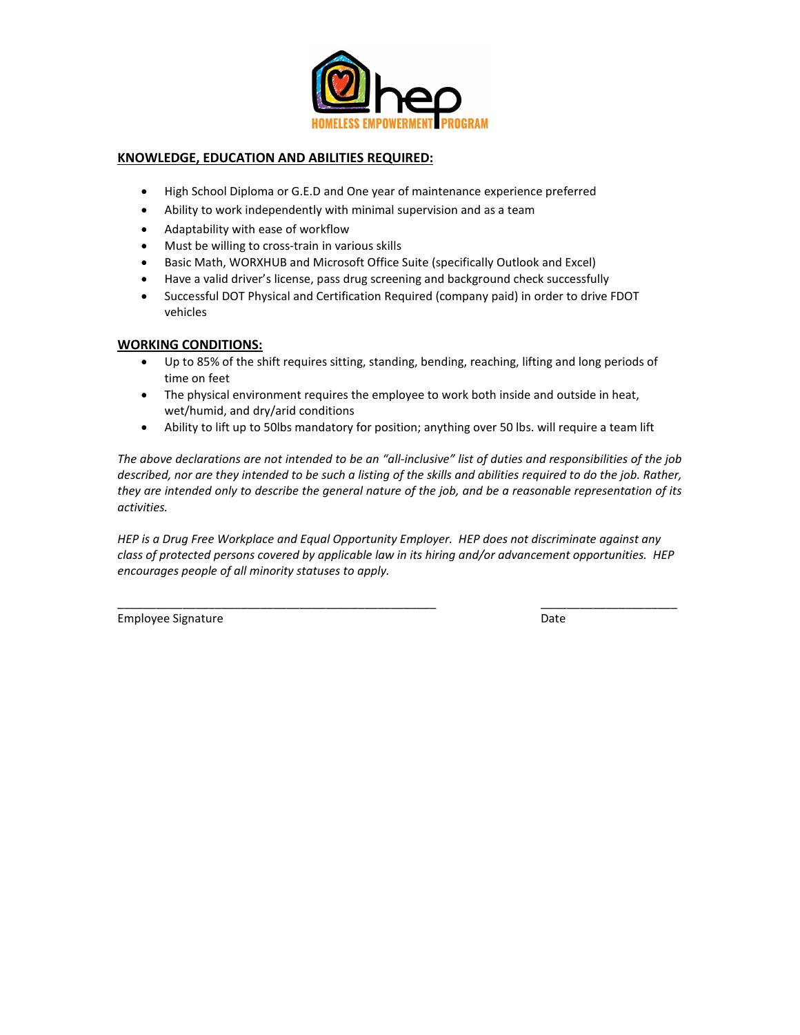**KNOWLEDGE, EDUCATION AND ABILITIES REQUIRED:**

- High School Diploma or G.E.D and One year of maintenance experience preferred
- Ability to work independently with minimal supervision and as a team
- Adaptability with ease of workflow
- Must be willing to cross-train in various skills
- Basic Math, WORXHUB and Microsoft Office Suite (specifically Outlook and Excel)
- Have a valid driver's license, pass drug screening and background check successfully
- Successful DOT Physical and Certification Required (company paid) in order to drive FDOT vehicles

**WORKING CONDITIONS:**

- Up to 85% of the shift requires sitting, standing, bending, reaching, lifting and long periods of time on feet
- The physical environment requires the employee to work both inside and outside in heat, wet/humid, and dry/arid conditions
- Ability to lift up to 50lbs mandatory for position; anything over 50 lbs. will require a team lift

*The above declarations are not intended to be an "all-inclusive" list of duties and responsibilities of the job described, nor are they intended to be such a listing of the skills and abilities required to do the job. Rather, they are intended only to describe the general nature of the job, and be a reasonable representation of its activities.*

*HEP is a Drug Free Workplace and Equal Opportunity Employer. HEP does not discriminate against any class of protected persons covered by applicable law in its hiring and/or advancement opportunities. HEP encourages people of all minority statuses to apply.*

_______________________________________________ ____________________

Employee Signature Date